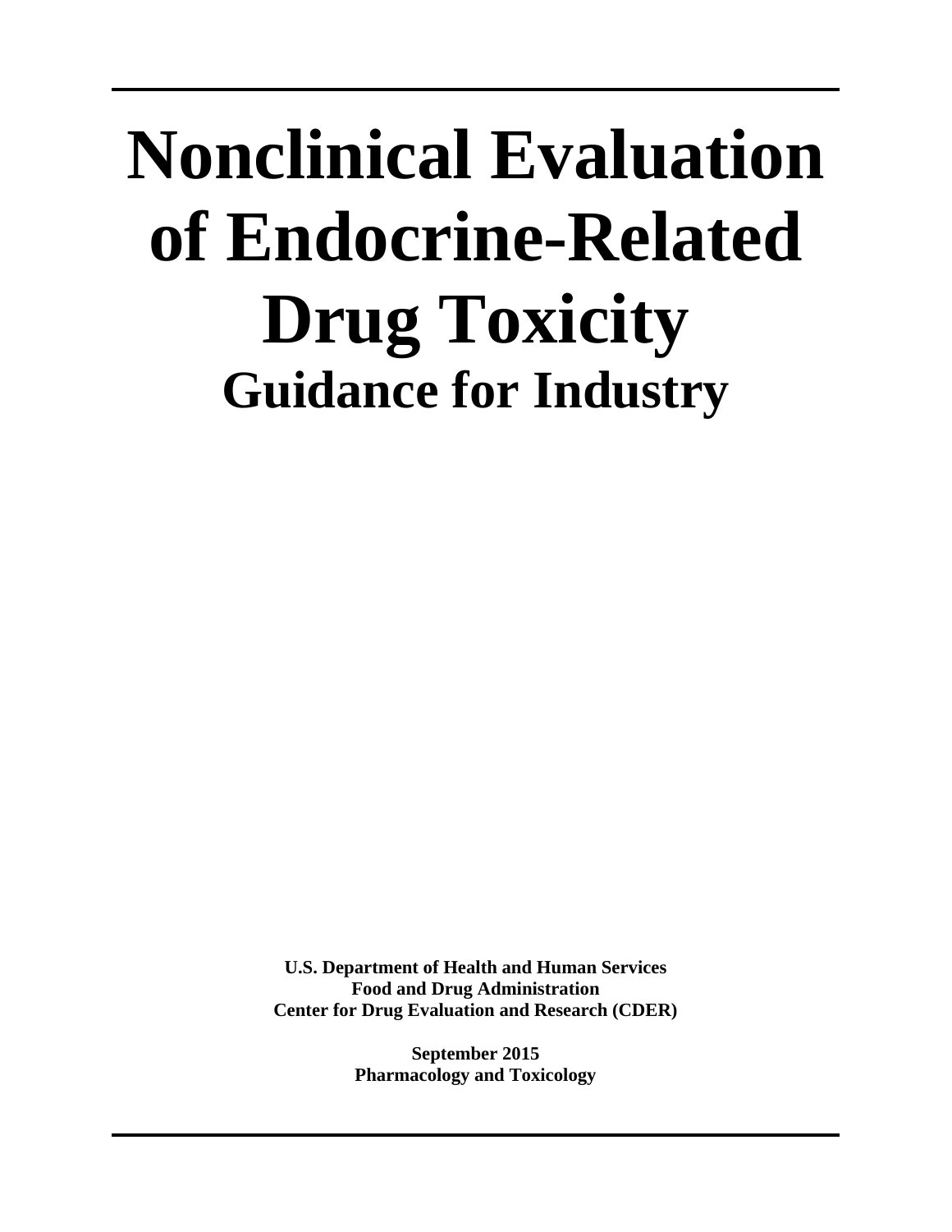# Nonclinical Evaluation of Endocrine-Related Drug Toxicity

## Guidance for Industry

**U.S. Department of Health and Human Services**
**Food and Drug Administration**
**Center for Drug Evaluation and Research (CDER)**

**September 2015**
**Pharmacology and Toxicology**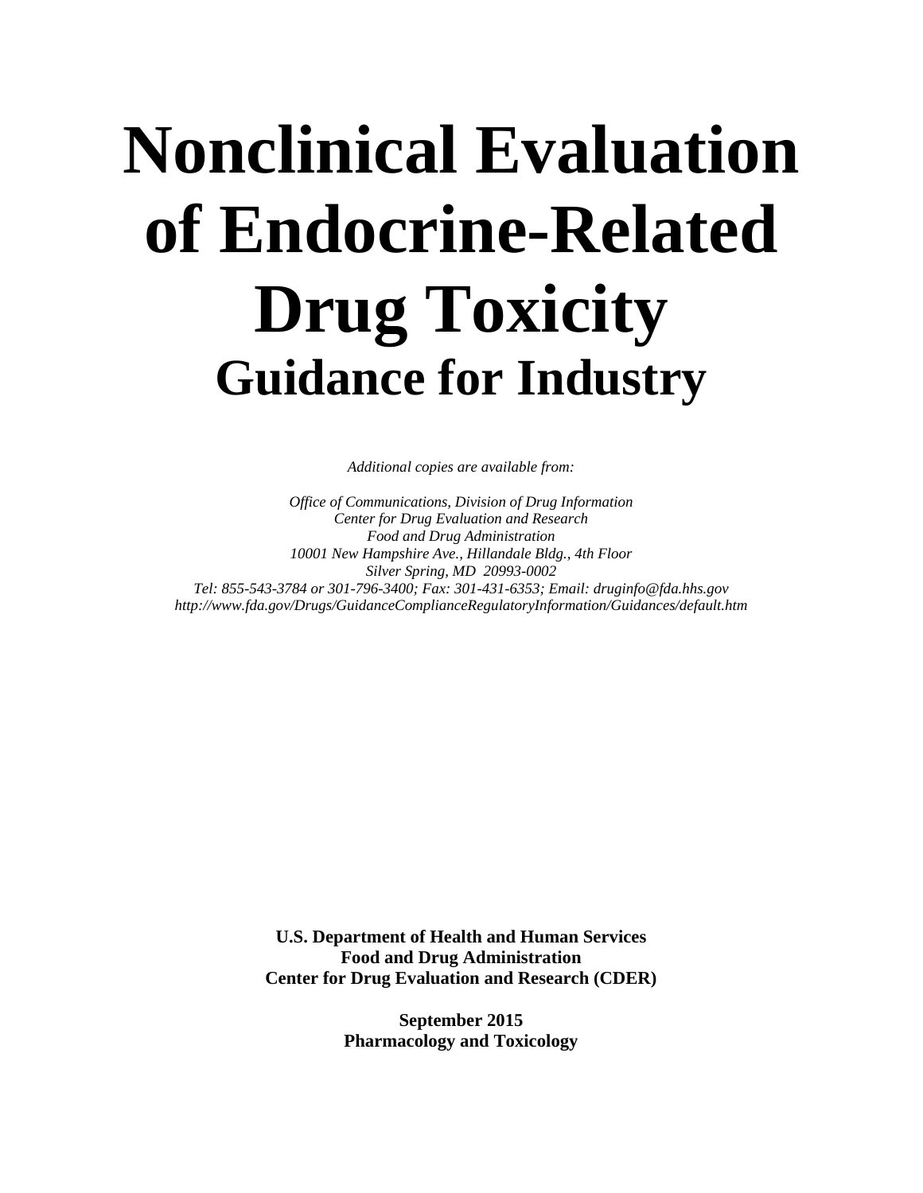# Nonclinical Evaluation of Endocrine-Related Drug Toxicity

## Guidance for Industry

*Additional copies are available from:*

*Office of Communications, Division of Drug Information*
*Center for Drug Evaluation and Research*
*Food and Drug Administration*
*10001 New Hampshire Ave., Hillandale Bldg., 4th Floor*
*Silver Spring, MD 20993-0002*
*Tel: 855-543-3784 or 301-796-3400; Fax: 301-431-6353; Email: druginfo@fda.hhs.gov*
*http://www.fda.gov/Drugs/GuidanceComplianceRegulatoryInformation/Guidances/default.htm*

**U.S. Department of Health and Human Services**
**Food and Drug Administration**
**Center for Drug Evaluation and Research (CDER)**

**September 2015**
**Pharmacology and Toxicology**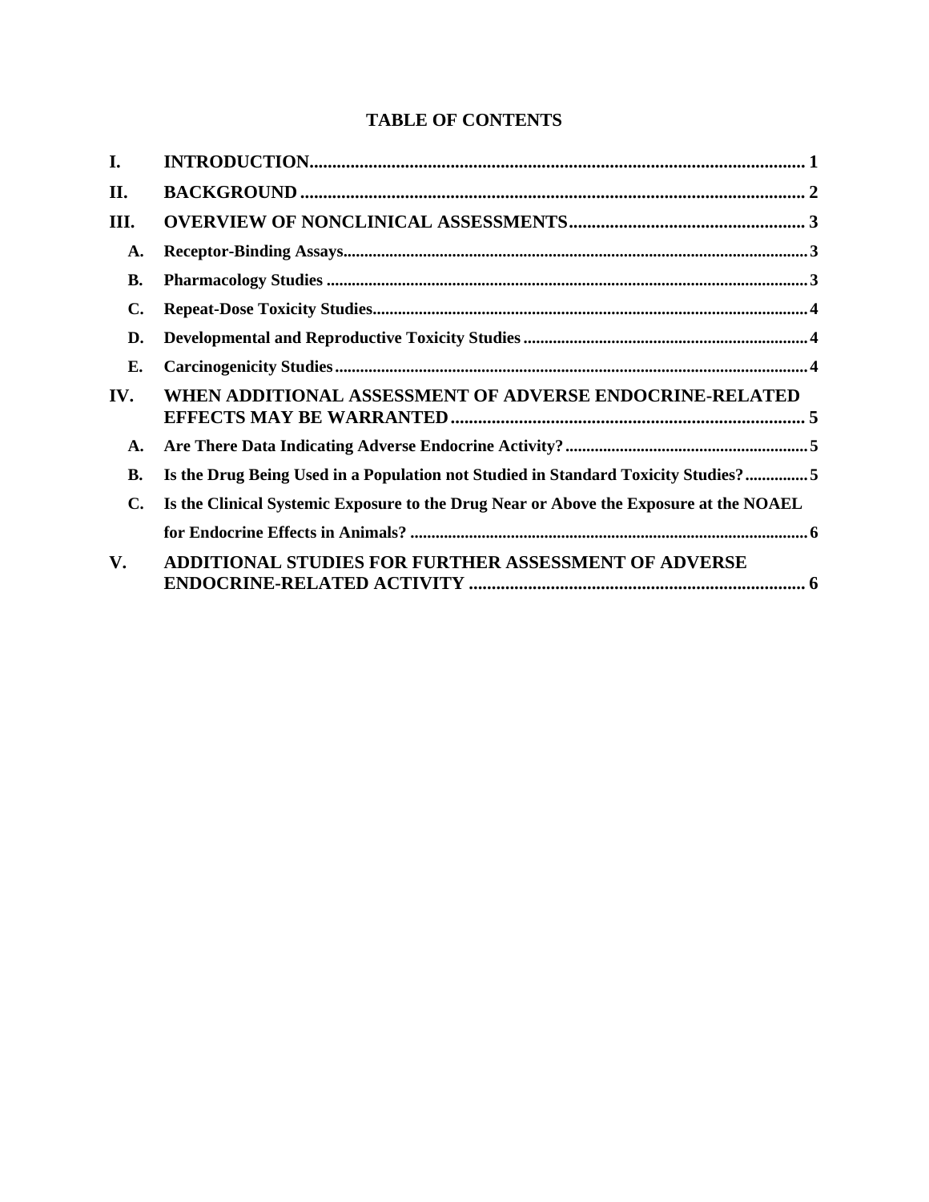# TABLE OF CONTENTS

**I. INTRODUCTION** ........................................................ 1

**II. BACKGROUND** ........................................................ 2

**III. OVERVIEW OF NONCLINICAL ASSESSMENTS** ........................................................ 3

- **A. Receptor-Binding Assays** ........................................................ 3
- **B. Pharmacology Studies** ........................................................ 3
- **C. Repeat-Dose Toxicity Studies** ........................................................ 4
- **D. Developmental and Reproductive Toxicity Studies** ........................................................ 4
- **E. Carcinogenicity Studies** ........................................................ 4

**IV. WHEN ADDITIONAL ASSESSMENT OF ADVERSE ENDOCRINE-RELATED EFFECTS MAY BE WARRANTED** ........................................................ 5

- **A. Are There Data Indicating Adverse Endocrine Activity?** ........................................................ 5
- **B. Is the Drug Being Used in a Population not Studied in Standard Toxicity Studies?** ........................................................ 5
- **C. Is the Clinical Systemic Exposure to the Drug Near or Above the Exposure at the NOAEL for Endocrine Effects in Animals?** ........................................................ 6

**V. ADDITIONAL STUDIES FOR FURTHER ASSESSMENT OF ADVERSE ENDOCRINE-RELATED ACTIVITY** ........................................................ 6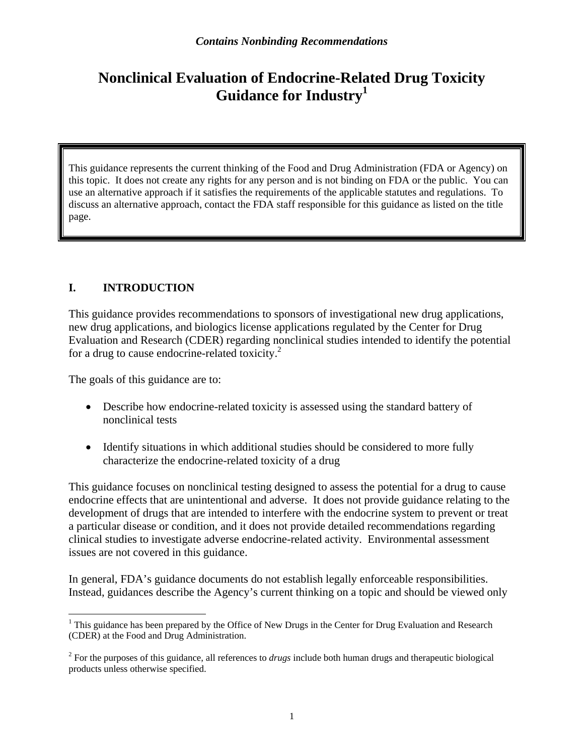*Contains Nonbinding Recommendations*

# Nonclinical Evaluation of Endocrine-Related Drug Toxicity Guidance for Industry[1]

> This guidance represents the current thinking of the Food and Drug Administration (FDA or Agency) on this topic. It does not create any rights for any person and is not binding on FDA or the public. You can use an alternative approach if it satisfies the requirements of the applicable statutes and regulations. To discuss an alternative approach, contact the FDA staff responsible for this guidance as listed on the title page.

## I. INTRODUCTION

This guidance provides recommendations to sponsors of investigational new drug applications, new drug applications, and biologics license applications regulated by the Center for Drug Evaluation and Research (CDER) regarding nonclinical studies intended to identify the potential for a drug to cause endocrine-related toxicity.[2]

The goals of this guidance are to:

- Describe how endocrine-related toxicity is assessed using the standard battery of nonclinical tests
- Identify situations in which additional studies should be considered to more fully characterize the endocrine-related toxicity of a drug

This guidance focuses on nonclinical testing designed to assess the potential for a drug to cause endocrine effects that are unintentional and adverse. It does not provide guidance relating to the development of drugs that are intended to interfere with the endocrine system to prevent or treat a particular disease or condition, and it does not provide detailed recommendations regarding clinical studies to investigate adverse endocrine-related activity. Environmental assessment issues are not covered in this guidance.

In general, FDA's guidance documents do not establish legally enforceable responsibilities. Instead, guidances describe the Agency's current thinking on a topic and should be viewed only

---

[1] This guidance has been prepared by the Office of New Drugs in the Center for Drug Evaluation and Research (CDER) at the Food and Drug Administration.

[2] For the purposes of this guidance, all references to *drugs* include both human drugs and therapeutic biological products unless otherwise specified.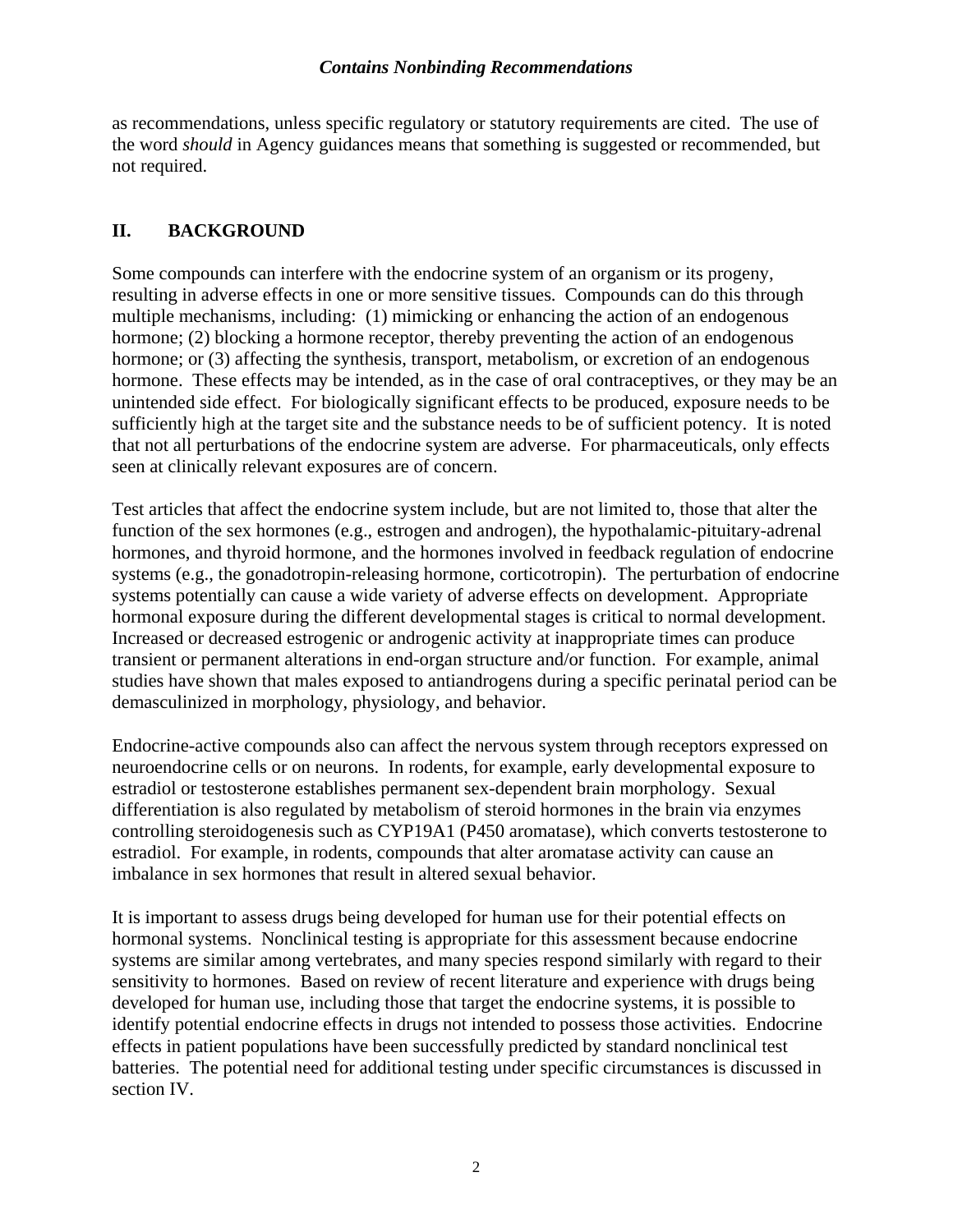as recommendations, unless specific regulatory or statutory requirements are cited. The use of the word *should* in Agency guidances means that something is suggested or recommended, but not required.

## II. BACKGROUND

Some compounds can interfere with the endocrine system of an organism or its progeny, resulting in adverse effects in one or more sensitive tissues. Compounds can do this through multiple mechanisms, including: (1) mimicking or enhancing the action of an endogenous hormone; (2) blocking a hormone receptor, thereby preventing the action of an endogenous hormone; or (3) affecting the synthesis, transport, metabolism, or excretion of an endogenous hormone. These effects may be intended, as in the case of oral contraceptives, or they may be an unintended side effect. For biologically significant effects to be produced, exposure needs to be sufficiently high at the target site and the substance needs to be of sufficient potency. It is noted that not all perturbations of the endocrine system are adverse. For pharmaceuticals, only effects seen at clinically relevant exposures are of concern.

Test articles that affect the endocrine system include, but are not limited to, those that alter the function of the sex hormones (e.g., estrogen and androgen), the hypothalamic-pituitary-adrenal hormones, and thyroid hormone, and the hormones involved in feedback regulation of endocrine systems (e.g., the gonadotropin-releasing hormone, corticotropin). The perturbation of endocrine systems potentially can cause a wide variety of adverse effects on development. Appropriate hormonal exposure during the different developmental stages is critical to normal development. Increased or decreased estrogenic or androgenic activity at inappropriate times can produce transient or permanent alterations in end-organ structure and/or function. For example, animal studies have shown that males exposed to antiandrogens during a specific perinatal period can be demasculinized in morphology, physiology, and behavior.

Endocrine-active compounds also can affect the nervous system through receptors expressed on neuroendocrine cells or on neurons. In rodents, for example, early developmental exposure to estradiol or testosterone establishes permanent sex-dependent brain morphology. Sexual differentiation is also regulated by metabolism of steroid hormones in the brain via enzymes controlling steroidogenesis such as CYP19A1 (P450 aromatase), which converts testosterone to estradiol. For example, in rodents, compounds that alter aromatase activity can cause an imbalance in sex hormones that result in altered sexual behavior.

It is important to assess drugs being developed for human use for their potential effects on hormonal systems. Nonclinical testing is appropriate for this assessment because endocrine systems are similar among vertebrates, and many species respond similarly with regard to their sensitivity to hormones. Based on review of recent literature and experience with drugs being developed for human use, including those that target the endocrine systems, it is possible to identify potential endocrine effects in drugs not intended to possess those activities. Endocrine effects in patient populations have been successfully predicted by standard nonclinical test batteries. The potential need for additional testing under specific circumstances is discussed in section IV.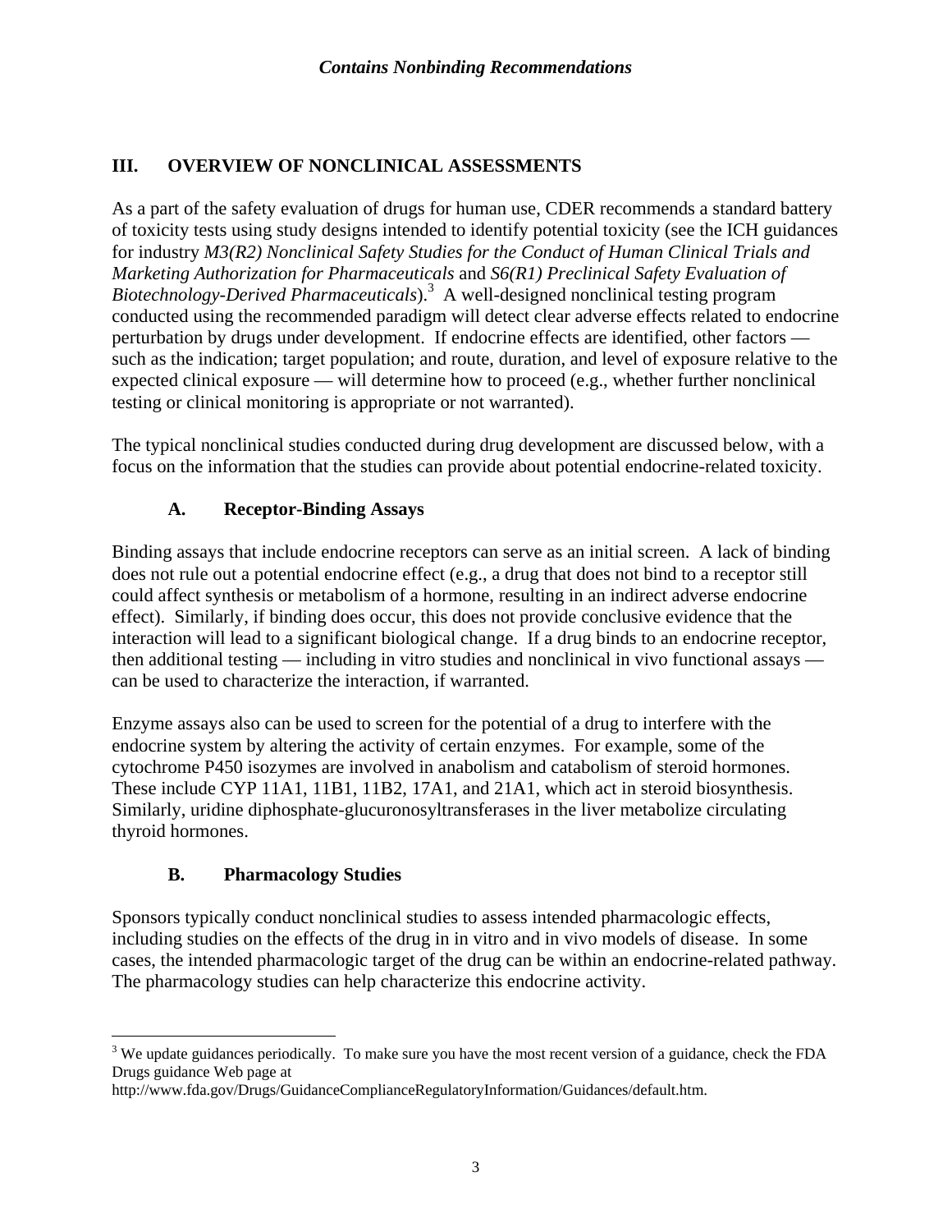*Contains Nonbinding Recommendations*

## III. OVERVIEW OF NONCLINICAL ASSESSMENTS

As a part of the safety evaluation of drugs for human use, CDER recommends a standard battery of toxicity tests using study designs intended to identify potential toxicity (see the ICH guidances for industry *M3(R2) Nonclinical Safety Studies for the Conduct of Human Clinical Trials and Marketing Authorization for Pharmaceuticals* and *S6(R1) Preclinical Safety Evaluation of Biotechnology-Derived Pharmaceuticals*).[3] A well-designed nonclinical testing program conducted using the recommended paradigm will detect clear adverse effects related to endocrine perturbation by drugs under development. If endocrine effects are identified, other factors — such as the indication; target population; and route, duration, and level of exposure relative to the expected clinical exposure — will determine how to proceed (e.g., whether further nonclinical testing or clinical monitoring is appropriate or not warranted).

The typical nonclinical studies conducted during drug development are discussed below, with a focus on the information that the studies can provide about potential endocrine-related toxicity.

### A. Receptor-Binding Assays

Binding assays that include endocrine receptors can serve as an initial screen. A lack of binding does not rule out a potential endocrine effect (e.g., a drug that does not bind to a receptor still could affect synthesis or metabolism of a hormone, resulting in an indirect adverse endocrine effect). Similarly, if binding does occur, this does not provide conclusive evidence that the interaction will lead to a significant biological change. If a drug binds to an endocrine receptor, then additional testing — including in vitro studies and nonclinical in vivo functional assays — can be used to characterize the interaction, if warranted.

Enzyme assays also can be used to screen for the potential of a drug to interfere with the endocrine system by altering the activity of certain enzymes. For example, some of the cytochrome P450 isozymes are involved in anabolism and catabolism of steroid hormones. These include CYP 11A1, 11B1, 11B2, 17A1, and 21A1, which act in steroid biosynthesis. Similarly, uridine diphosphate-glucuronosyltransferases in the liver metabolize circulating thyroid hormones.

### B. Pharmacology Studies

Sponsors typically conduct nonclinical studies to assess intended pharmacologic effects, including studies on the effects of the drug in in vitro and in vivo models of disease. In some cases, the intended pharmacologic target of the drug can be within an endocrine-related pathway. The pharmacology studies can help characterize this endocrine activity.

---

[3] We update guidances periodically. To make sure you have the most recent version of a guidance, check the FDA Drugs guidance Web page at http://www.fda.gov/Drugs/GuidanceComplianceRegulatoryInformation/Guidances/default.htm.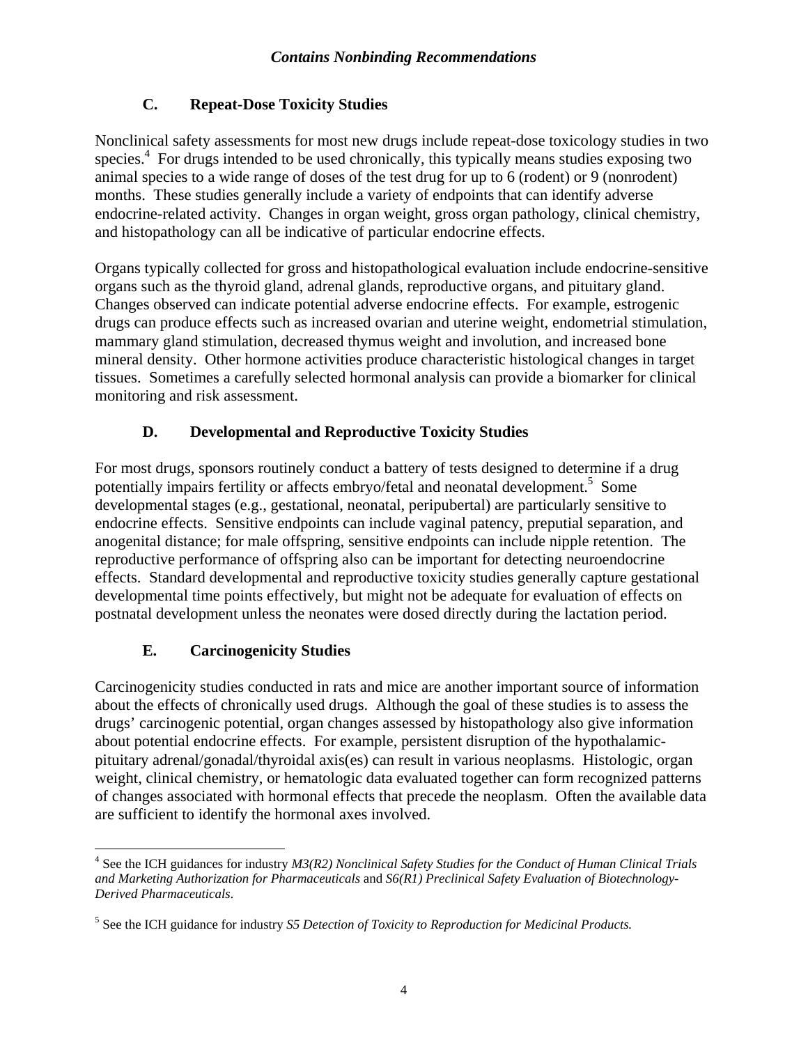### C. Repeat-Dose Toxicity Studies

Nonclinical safety assessments for most new drugs include repeat-dose toxicology studies in two species.[4] For drugs intended to be used chronically, this typically means studies exposing two animal species to a wide range of doses of the test drug for up to 6 (rodent) or 9 (nonrodent) months. These studies generally include a variety of endpoints that can identify adverse endocrine-related activity. Changes in organ weight, gross organ pathology, clinical chemistry, and histopathology can all be indicative of particular endocrine effects.

Organs typically collected for gross and histopathological evaluation include endocrine-sensitive organs such as the thyroid gland, adrenal glands, reproductive organs, and pituitary gland. Changes observed can indicate potential adverse endocrine effects. For example, estrogenic drugs can produce effects such as increased ovarian and uterine weight, endometrial stimulation, mammary gland stimulation, decreased thymus weight and involution, and increased bone mineral density. Other hormone activities produce characteristic histological changes in target tissues. Sometimes a carefully selected hormonal analysis can provide a biomarker for clinical monitoring and risk assessment.

### D. Developmental and Reproductive Toxicity Studies

For most drugs, sponsors routinely conduct a battery of tests designed to determine if a drug potentially impairs fertility or affects embryo/fetal and neonatal development.[5] Some developmental stages (e.g., gestational, neonatal, peripubertal) are particularly sensitive to endocrine effects. Sensitive endpoints can include vaginal patency, preputial separation, and anogenital distance; for male offspring, sensitive endpoints can include nipple retention. The reproductive performance of offspring also can be important for detecting neuroendocrine effects. Standard developmental and reproductive toxicity studies generally capture gestational developmental time points effectively, but might not be adequate for evaluation of effects on postnatal development unless the neonates were dosed directly during the lactation period.

### E. Carcinogenicity Studies

Carcinogenicity studies conducted in rats and mice are another important source of information about the effects of chronically used drugs. Although the goal of these studies is to assess the drugs' carcinogenic potential, organ changes assessed by histopathology also give information about potential endocrine effects. For example, persistent disruption of the hypothalamic-pituitary adrenal/gonadal/thyroidal axis(es) can result in various neoplasms. Histologic, organ weight, clinical chemistry, or hematologic data evaluated together can form recognized patterns of changes associated with hormonal effects that precede the neoplasm. Often the available data are sufficient to identify the hormonal axes involved.

---

[4] See the ICH guidances for industry *M3(R2) Nonclinical Safety Studies for the Conduct of Human Clinical Trials and Marketing Authorization for Pharmaceuticals* and *S6(R1) Preclinical Safety Evaluation of Biotechnology-Derived Pharmaceuticals*.

[5] See the ICH guidance for industry *S5 Detection of Toxicity to Reproduction for Medicinal Products.*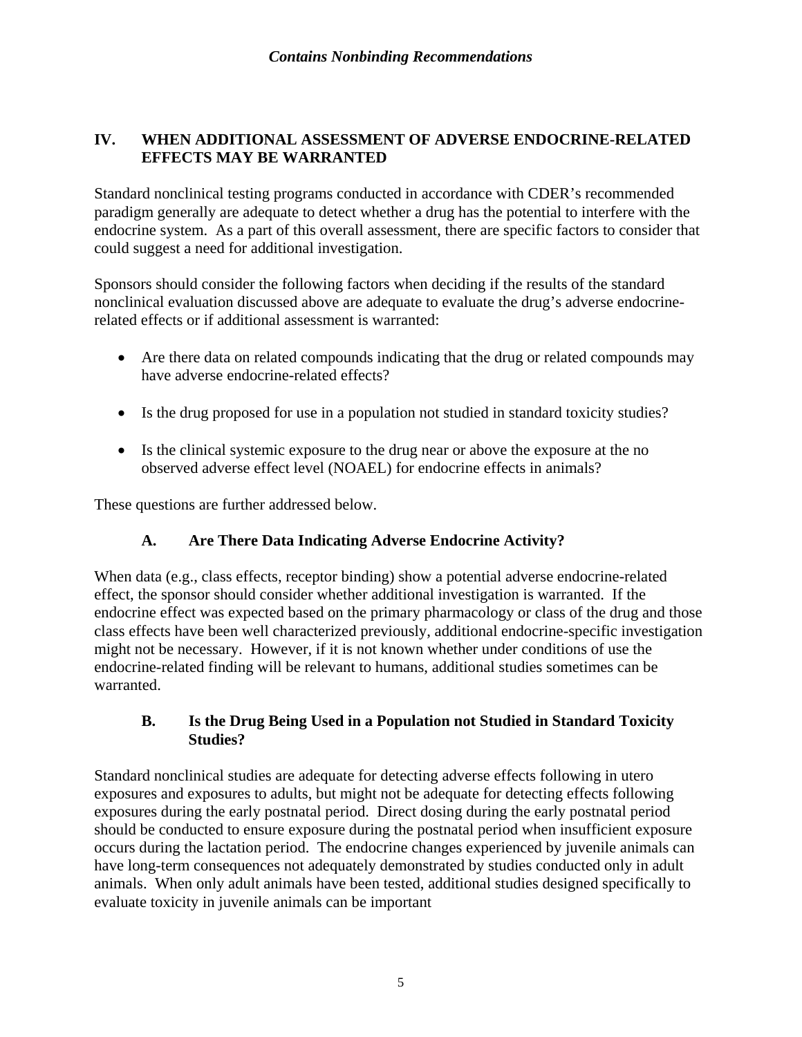## IV. WHEN ADDITIONAL ASSESSMENT OF ADVERSE ENDOCRINE-RELATED EFFECTS MAY BE WARRANTED

Standard nonclinical testing programs conducted in accordance with CDER's recommended paradigm generally are adequate to detect whether a drug has the potential to interfere with the endocrine system. As a part of this overall assessment, there are specific factors to consider that could suggest a need for additional investigation.

Sponsors should consider the following factors when deciding if the results of the standard nonclinical evaluation discussed above are adequate to evaluate the drug's adverse endocrine-related effects or if additional assessment is warranted:

- Are there data on related compounds indicating that the drug or related compounds may have adverse endocrine-related effects?
- Is the drug proposed for use in a population not studied in standard toxicity studies?
- Is the clinical systemic exposure to the drug near or above the exposure at the no observed adverse effect level (NOAEL) for endocrine effects in animals?

These questions are further addressed below.

### A. Are There Data Indicating Adverse Endocrine Activity?

When data (e.g., class effects, receptor binding) show a potential adverse endocrine-related effect, the sponsor should consider whether additional investigation is warranted. If the endocrine effect was expected based on the primary pharmacology or class of the drug and those class effects have been well characterized previously, additional endocrine-specific investigation might not be necessary. However, if it is not known whether under conditions of use the endocrine-related finding will be relevant to humans, additional studies sometimes can be warranted.

### B. Is the Drug Being Used in a Population not Studied in Standard Toxicity Studies?

Standard nonclinical studies are adequate for detecting adverse effects following in utero exposures and exposures to adults, but might not be adequate for detecting effects following exposures during the early postnatal period. Direct dosing during the early postnatal period should be conducted to ensure exposure during the postnatal period when insufficient exposure occurs during the lactation period. The endocrine changes experienced by juvenile animals can have long-term consequences not adequately demonstrated by studies conducted only in adult animals. When only adult animals have been tested, additional studies designed specifically to evaluate toxicity in juvenile animals can be important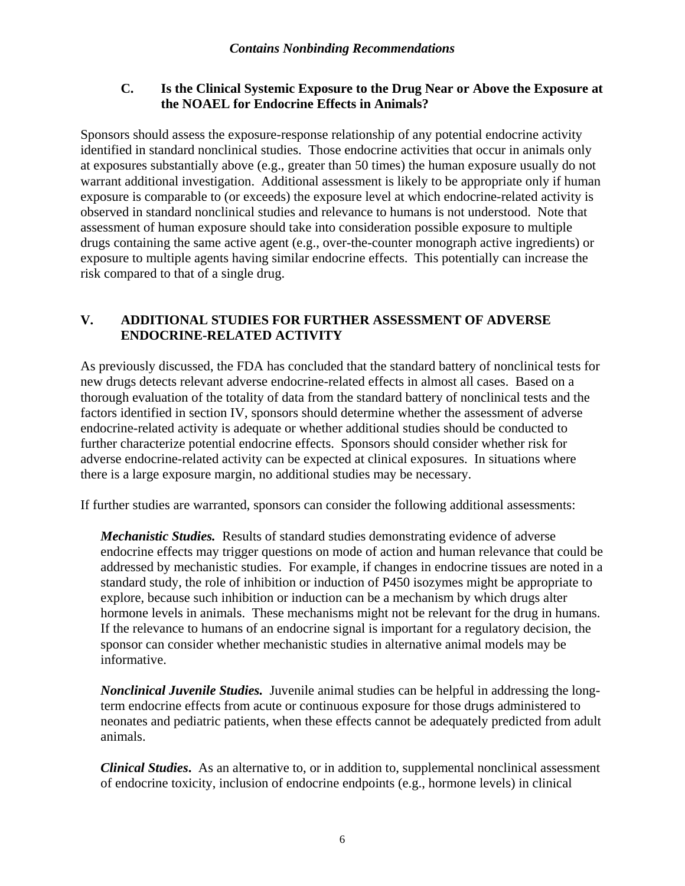### C. Is the Clinical Systemic Exposure to the Drug Near or Above the Exposure at the NOAEL for Endocrine Effects in Animals?

Sponsors should assess the exposure-response relationship of any potential endocrine activity identified in standard nonclinical studies. Those endocrine activities that occur in animals only at exposures substantially above (e.g., greater than 50 times) the human exposure usually do not warrant additional investigation. Additional assessment is likely to be appropriate only if human exposure is comparable to (or exceeds) the exposure level at which endocrine-related activity is observed in standard nonclinical studies and relevance to humans is not understood. Note that assessment of human exposure should take into consideration possible exposure to multiple drugs containing the same active agent (e.g., over-the-counter monograph active ingredients) or exposure to multiple agents having similar endocrine effects. This potentially can increase the risk compared to that of a single drug.

## V. ADDITIONAL STUDIES FOR FURTHER ASSESSMENT OF ADVERSE ENDOCRINE-RELATED ACTIVITY

As previously discussed, the FDA has concluded that the standard battery of nonclinical tests for new drugs detects relevant adverse endocrine-related effects in almost all cases. Based on a thorough evaluation of the totality of data from the standard battery of nonclinical tests and the factors identified in section IV, sponsors should determine whether the assessment of adverse endocrine-related activity is adequate or whether additional studies should be conducted to further characterize potential endocrine effects. Sponsors should consider whether risk for adverse endocrine-related activity can be expected at clinical exposures. In situations where there is a large exposure margin, no additional studies may be necessary.

If further studies are warranted, sponsors can consider the following additional assessments:

***Mechanistic Studies.*** Results of standard studies demonstrating evidence of adverse endocrine effects may trigger questions on mode of action and human relevance that could be addressed by mechanistic studies. For example, if changes in endocrine tissues are noted in a standard study, the role of inhibition or induction of P450 isozymes might be appropriate to explore, because such inhibition or induction can be a mechanism by which drugs alter hormone levels in animals. These mechanisms might not be relevant for the drug in humans. If the relevance to humans of an endocrine signal is important for a regulatory decision, the sponsor can consider whether mechanistic studies in alternative animal models may be informative.

***Nonclinical Juvenile Studies.*** Juvenile animal studies can be helpful in addressing the long-term endocrine effects from acute or continuous exposure for those drugs administered to neonates and pediatric patients, when these effects cannot be adequately predicted from adult animals.

***Clinical Studies*****.** As an alternative to, or in addition to, supplemental nonclinical assessment of endocrine toxicity, inclusion of endocrine endpoints (e.g., hormone levels) in clinical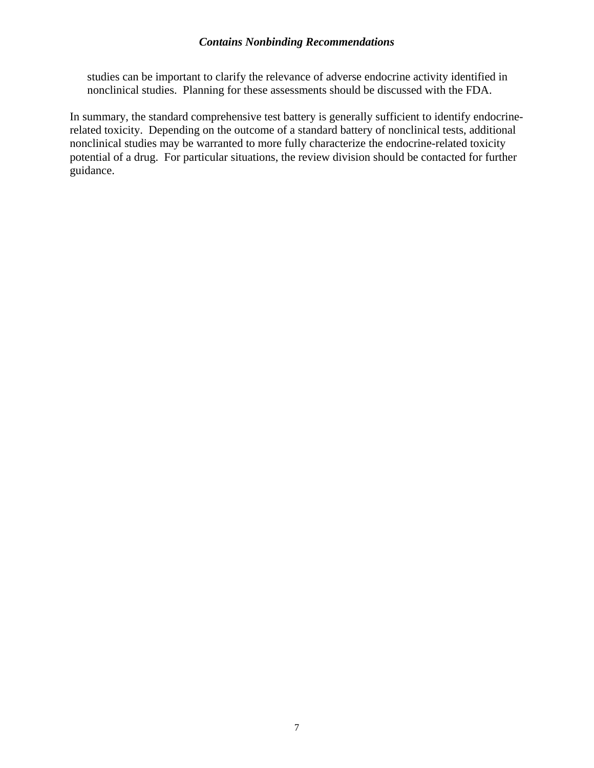studies can be important to clarify the relevance of adverse endocrine activity identified in nonclinical studies. Planning for these assessments should be discussed with the FDA.

In summary, the standard comprehensive test battery is generally sufficient to identify endocrine-related toxicity. Depending on the outcome of a standard battery of nonclinical tests, additional nonclinical studies may be warranted to more fully characterize the endocrine-related toxicity potential of a drug. For particular situations, the review division should be contacted for further guidance.